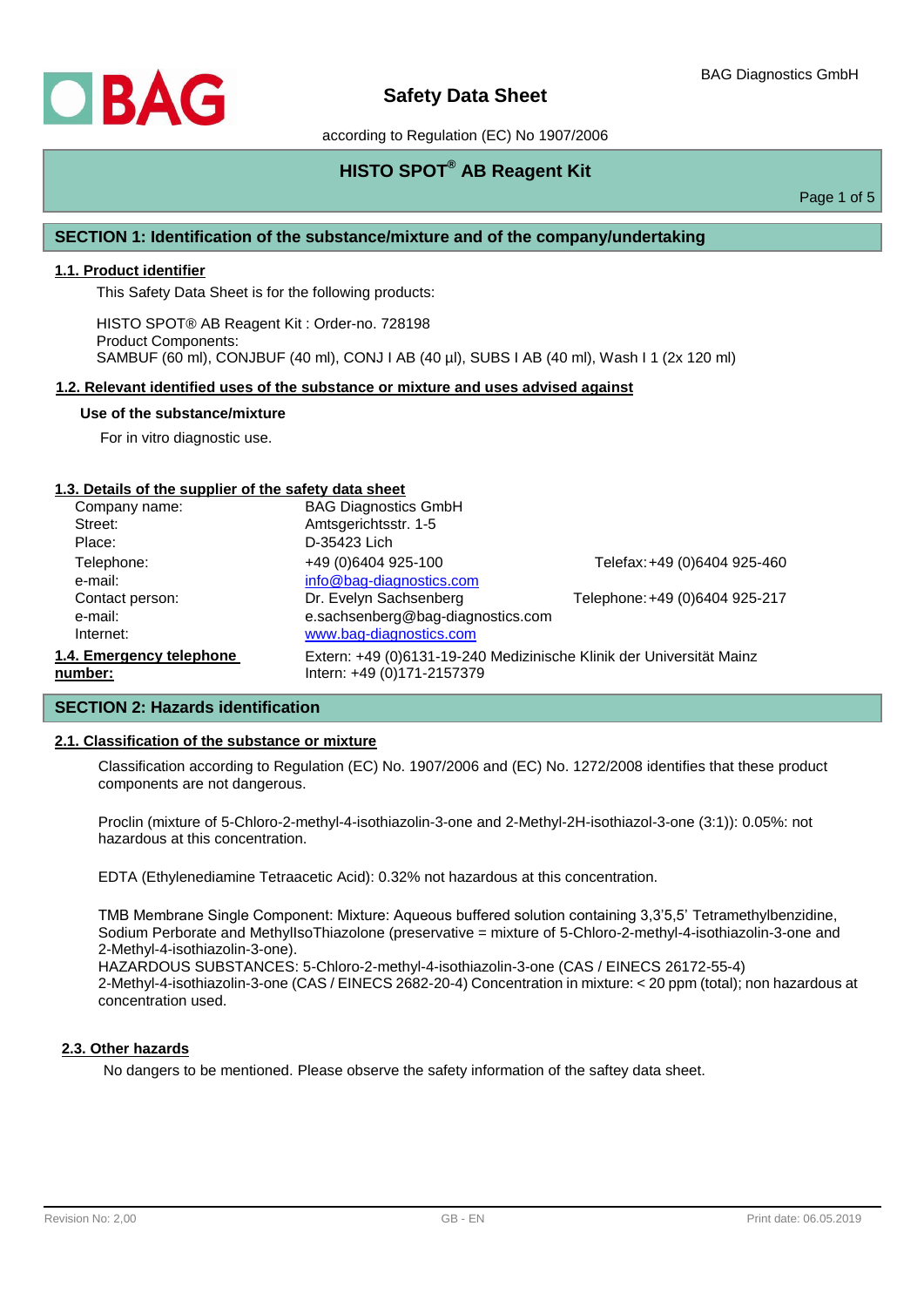# Safety Data Sheet

according to Regulation (EC) No 1907/2006

## HISTO SPOT® AB Reagent Kit

## SECTION 1: Identification of the substance/mixture and of the company/undertaking

### 1.1. Product identifier

This Safety Data Sheet is for the following products:

HISTO SPOT® AB Reagent Kit : Order-no. 728198
Product Components:
SAMBUF (60 ml), CONJBUF (40 ml), CONJ I AB (40 µl), SUBS I AB (40 ml), Wash I 1 (2x 120 ml)

### 1.2. Relevant identified uses of the substance or mixture and uses advised against

**Use of the substance/mixture**

For in vitro diagnostic use.

### 1.3. Details of the supplier of the safety data sheet

| | | |
|---|---|---|
| Company name: | BAG Diagnostics GmbH | |
| Street: | Amtsgerichtsstr. 1-5 | |
| Place: | D-35423 Lich | |
| Telephone: | +49 (0)6404 925-100 | Telefax: +49 (0)6404 925-460 |
| e-mail: | info@bag-diagnostics.com | |
| Contact person: | Dr. Evelyn Sachsenberg | Telephone: +49 (0)6404 925-217 |
| e-mail: | e.sachsenberg@bag-diagnostics.com | |
| Internet: | www.bag-diagnostics.com | |

### 1.4. Emergency telephone number:

Extern: +49 (0)6131-19-240 Medizinische Klinik der Universität Mainz
Intern: +49 (0)171-2157379

## SECTION 2: Hazards identification

### 2.1. Classification of the substance or mixture

Classification according to Regulation (EC) No. 1907/2006 and (EC) No. 1272/2008 identifies that these product components are not dangerous.

Proclin (mixture of 5-Chloro-2-methyl-4-isothiazolin-3-one and 2-Methyl-2H-isothiazol-3-one (3:1)): 0.05%: not hazardous at this concentration.

EDTA (Ethylenediamine Tetraacetic Acid): 0.32% not hazardous at this concentration.

TMB Membrane Single Component: Mixture: Aqueous buffered solution containing 3,3'5,5' Tetramethylbenzidine, Sodium Perborate and MethylIsoThiazolone (preservative = mixture of 5-Chloro-2-methyl-4-isothiazolin-3-one and 2-Methyl-4-isothiazolin-3-one).
HAZARDOUS SUBSTANCES: 5-Chloro-2-methyl-4-isothiazolin-3-one (CAS / EINECS 26172-55-4)
2-Methyl-4-isothiazolin-3-one (CAS / EINECS 2682-20-4) Concentration in mixture: < 20 ppm (total); non hazardous at concentration used.

### 2.3. Other hazards

No dangers to be mentioned. Please observe the safety information of the saftey data sheet.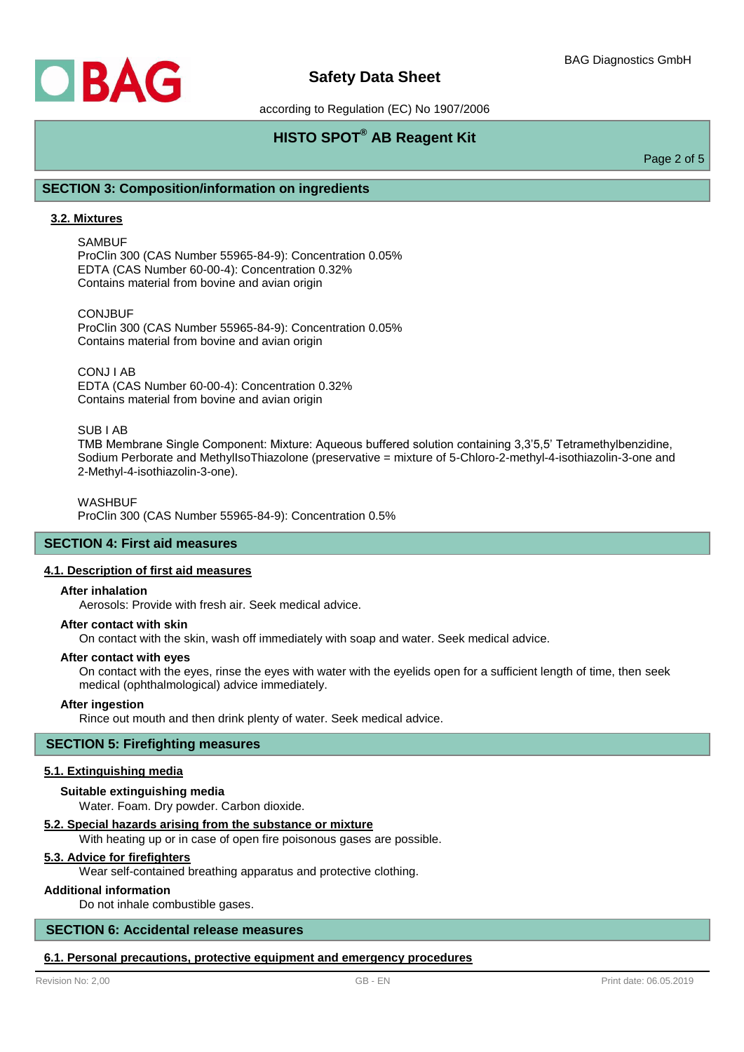## SECTION 3: Composition/information on ingredients

### 3.2. Mixtures

SAMBUF
ProClin 300 (CAS Number 55965-84-9): Concentration 0.05%
EDTA (CAS Number 60-00-4): Concentration 0.32%
Contains material from bovine and avian origin

CONJBUF
ProClin 300 (CAS Number 55965-84-9): Concentration 0.05%
Contains material from bovine and avian origin

CONJ I AB
EDTA (CAS Number 60-00-4): Concentration 0.32%
Contains material from bovine and avian origin

SUB I AB
TMB Membrane Single Component: Mixture: Aqueous buffered solution containing 3,3'5,5' Tetramethylbenzidine, Sodium Perborate and MethylIsoThiazolone (preservative = mixture of 5-Chloro-2-methyl-4-isothiazolin-3-one and 2-Methyl-4-isothiazolin-3-one).

WASHBUF
ProClin 300 (CAS Number 55965-84-9): Concentration 0.5%

## SECTION 4: First aid measures

### 4.1. Description of first aid measures

**After inhalation**

Aerosols: Provide with fresh air. Seek medical advice.

**After contact with skin**

On contact with the skin, wash off immediately with soap and water. Seek medical advice.

**After contact with eyes**

On contact with the eyes, rinse the eyes with water with the eyelids open for a sufficient length of time, then seek medical (ophthalmological) advice immediately.

**After ingestion**

Rince out mouth and then drink plenty of water. Seek medical advice.

## SECTION 5: Firefighting measures

### 5.1. Extinguishing media

**Suitable extinguishing media**

Water. Foam. Dry powder. Carbon dioxide.

### 5.2. Special hazards arising from the substance or mixture

With heating up or in case of open fire poisonous gases are possible.

### 5.3. Advice for firefighters

Wear self-contained breathing apparatus and protective clothing.

**Additional information**

Do not inhale combustible gases.

## SECTION 6: Accidental release measures

### 6.1. Personal precautions, protective equipment and emergency procedures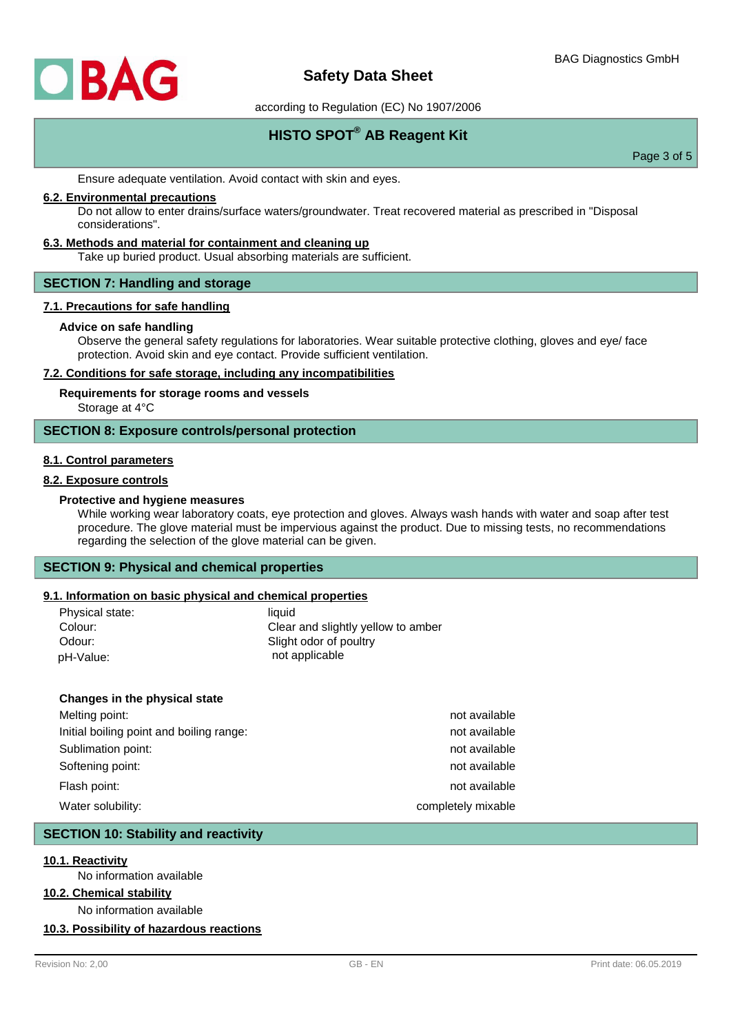Ensure adequate ventilation. Avoid contact with skin and eyes.

### 6.2. Environmental precautions

Do not allow to enter drains/surface waters/groundwater. Treat recovered material as prescribed in "Disposal considerations".

### 6.3. Methods and material for containment and cleaning up

Take up buried product. Usual absorbing materials are sufficient.

## SECTION 7: Handling and storage

### 7.1. Precautions for safe handling

**Advice on safe handling**

Observe the general safety regulations for laboratories. Wear suitable protective clothing, gloves and eye/ face protection. Avoid skin and eye contact. Provide sufficient ventilation.

### 7.2. Conditions for safe storage, including any incompatibilities

**Requirements for storage rooms and vessels**

Storage at 4°C

## SECTION 8: Exposure controls/personal protection

### 8.1. Control parameters

### 8.2. Exposure controls

**Protective and hygiene measures**

While working wear laboratory coats, eye protection and gloves. Always wash hands with water and soap after test procedure. The glove material must be impervious against the product. Due to missing tests, no recommendations regarding the selection of the glove material can be given.

## SECTION 9: Physical and chemical properties

### 9.1. Information on basic physical and chemical properties

| | |
|---|---|
| Physical state: | liquid |
| Colour: | Clear and slightly yellow to amber |
| Odour: | Slight odor of poultry |
| pH-Value: | not applicable |

**Changes in the physical state**

| | |
|---|---|
| Melting point: | not available |
| Initial boiling point and boiling range: | not available |
| Sublimation point: | not available |
| Softening point: | not available |
| Flash point: | not available |
| Water solubility: | completely mixable |

## SECTION 10: Stability and reactivity

### 10.1. Reactivity

No information available

### 10.2. Chemical stability

No information available

### 10.3. Possibility of hazardous reactions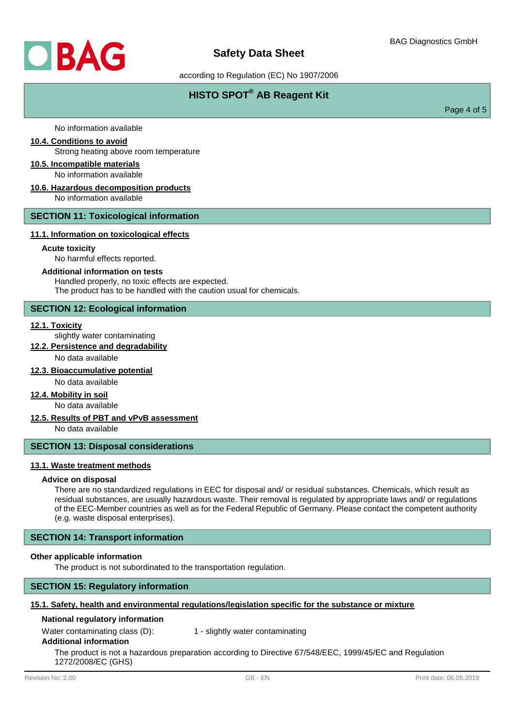No information available

### 10.4. Conditions to avoid

Strong heating above room temperature

### 10.5. Incompatible materials

No information available

### 10.6. Hazardous decomposition products

No information available

## SECTION 11: Toxicological information

### 11.1. Information on toxicological effects

**Acute toxicity**

No harmful effects reported.

**Additional information on tests**

Handled properly, no toxic effects are expected.
The product has to be handled with the caution usual for chemicals.

## SECTION 12: Ecological information

### 12.1. Toxicity

slightly water contaminating

### 12.2. Persistence and degradability

No data available

### 12.3. Bioaccumulative potential

No data available

### 12.4. Mobility in soil

No data available

### 12.5. Results of PBT and vPvB assessment

No data available

## SECTION 13: Disposal considerations

### 13.1. Waste treatment methods

**Advice on disposal**

There are no standardized regulations in EEC for disposal and/ or residual substances. Chemicals, which result as residual substances, are usually hazardous waste. Their removal is regulated by appropriate laws and/ or regulations of the EEC-Member countries as well as for the Federal Republic of Germany. Please contact the competent authority (e.g. waste disposal enterprises).

## SECTION 14: Transport information

**Other applicable information**

The product is not subordinated to the transportation regulation.

## SECTION 15: Regulatory information

### 15.1. Safety, health and environmental regulations/legislation specific for the substance or mixture

**National regulatory information**

Water contaminating class (D): 1 - slightly water contaminating

**Additional information**

The product is not a hazardous preparation according to Directive 67/548/EEC, 1999/45/EC and Regulation 1272/2008/EC (GHS)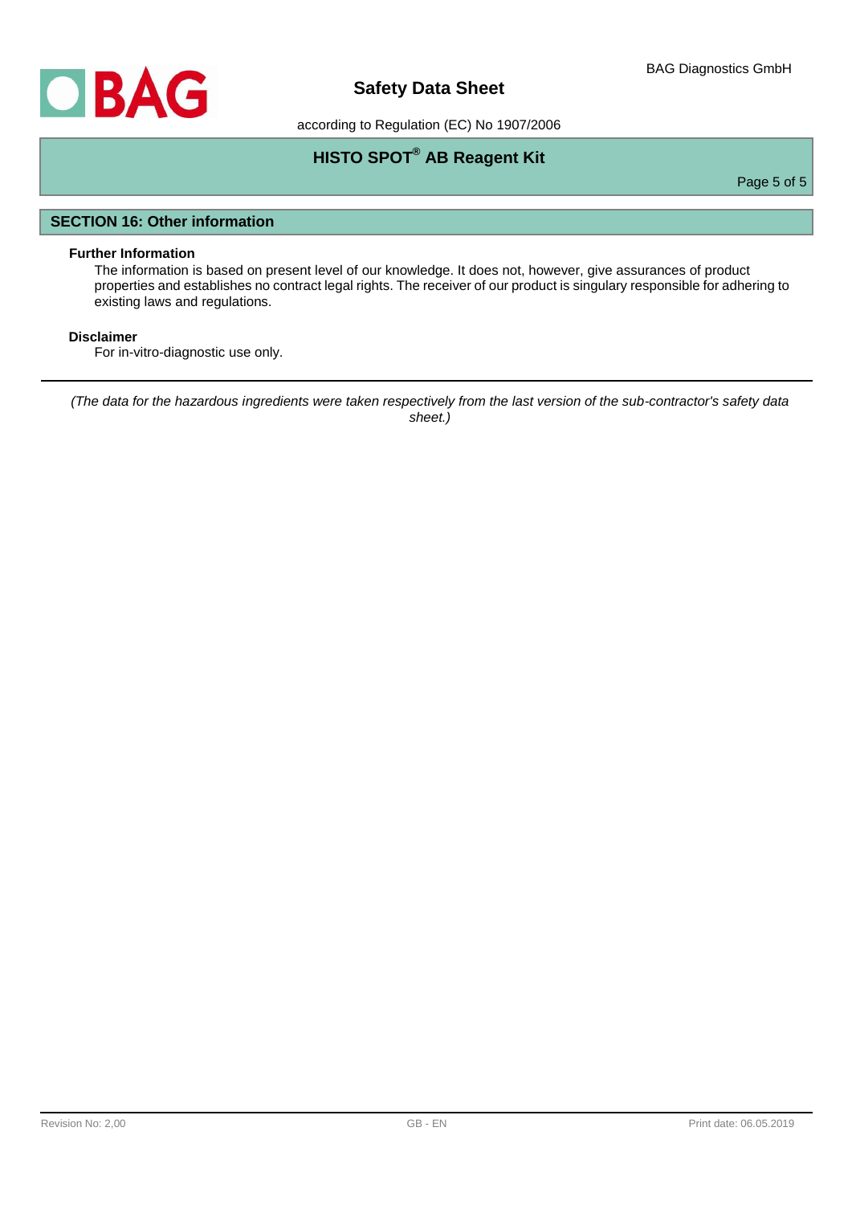## SECTION 16: Other information

**Further Information**

The information is based on present level of our knowledge. It does not, however, give assurances of product properties and establishes no contract legal rights. The receiver of our product is singulary responsible for adhering to existing laws and regulations.

**Disclaimer**

For in-vitro-diagnostic use only.

---

*(The data for the hazardous ingredients were taken respectively from the last version of the sub-contractor's safety data sheet.)*